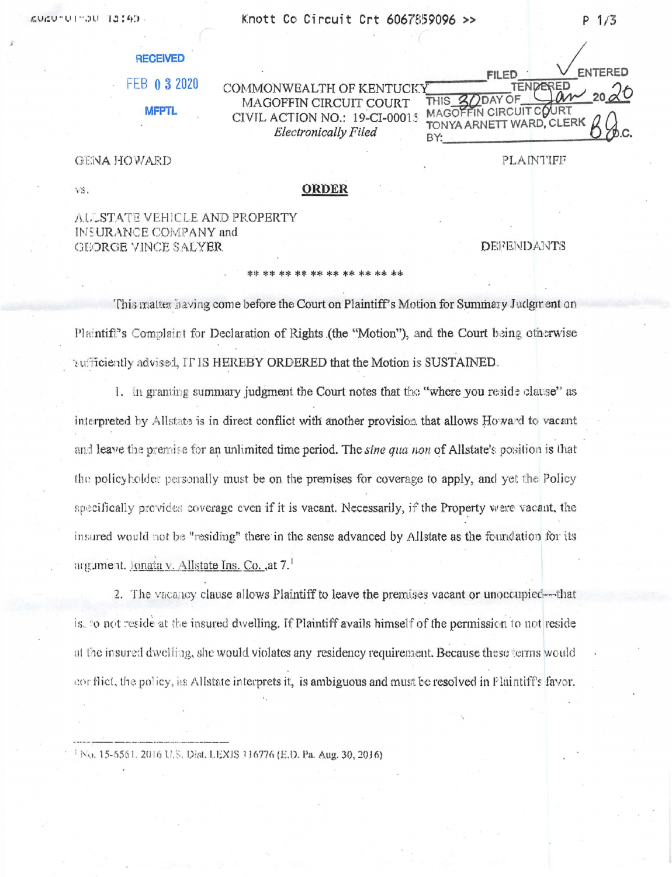RECEIVED

FEB 03 2020

MFPTL

COMMONWEALTH OF KENTUCKY
MAGOFFIN CIRCUIT COURT
CIVIL ACTION NO.: 19-CI-00015
*Electronically Filed*

FILED ✓ ENTERED
TENDERED
THIS 30 DAY OF Jan 2020
MAGOFFIN CIRCUIT COURT
TONYA ARNETT WARD, CLERK
BY: _______ D.C.

GENA HOWARD PLAINTIFF

VS.

**ORDER**

ALLSTATE VEHICLE AND PROPERTY INSURANCE COMPANY and GEORGE VINCE SALYER DEFENDANTS

** ** ** ** ** ** ** ** ** **

This matter having come before the Court on Plaintiff's Motion for Summary Judgment on Plaintiff's Complaint for Declaration of Rights (the "Motion"), and the Court being otherwise sufficiently advised, IT IS HEREBY ORDERED that the Motion is SUSTAINED.

1. In granting summary judgment the Court notes that the "where you reside clause" as interpreted by Allstate is in direct conflict with another provision that allows Howard to vacant and leave the premise for an unlimited time period. The *sine qua non* of Allstate's position is that the policyholder personally must be on the premises for coverage to apply, and yet the Policy specifically provides coverage even if it is vacant. Necessarily, if the Property were vacant, the insured would not be "residing" there in the sense advanced by Allstate as the foundation for its argument. Jonata v. Allstate Ins. Co., at 7.[1]

2. The vacancy clause allows Plaintiff to leave the premises vacant or unoccupied—that is, to not reside at the insured dwelling. If Plaintiff avails himself of the permission to not reside at the insured dwelling, she would violates any residency requirement. Because these terms would conflict, the policy, as Allstate interprets it, is ambiguous and must be resolved in Plaintiff's favor.

[1] No. 15-5561, 2016 U.S. Dist. LEXIS 116776 (E.D. Pa. Aug. 30, 2016)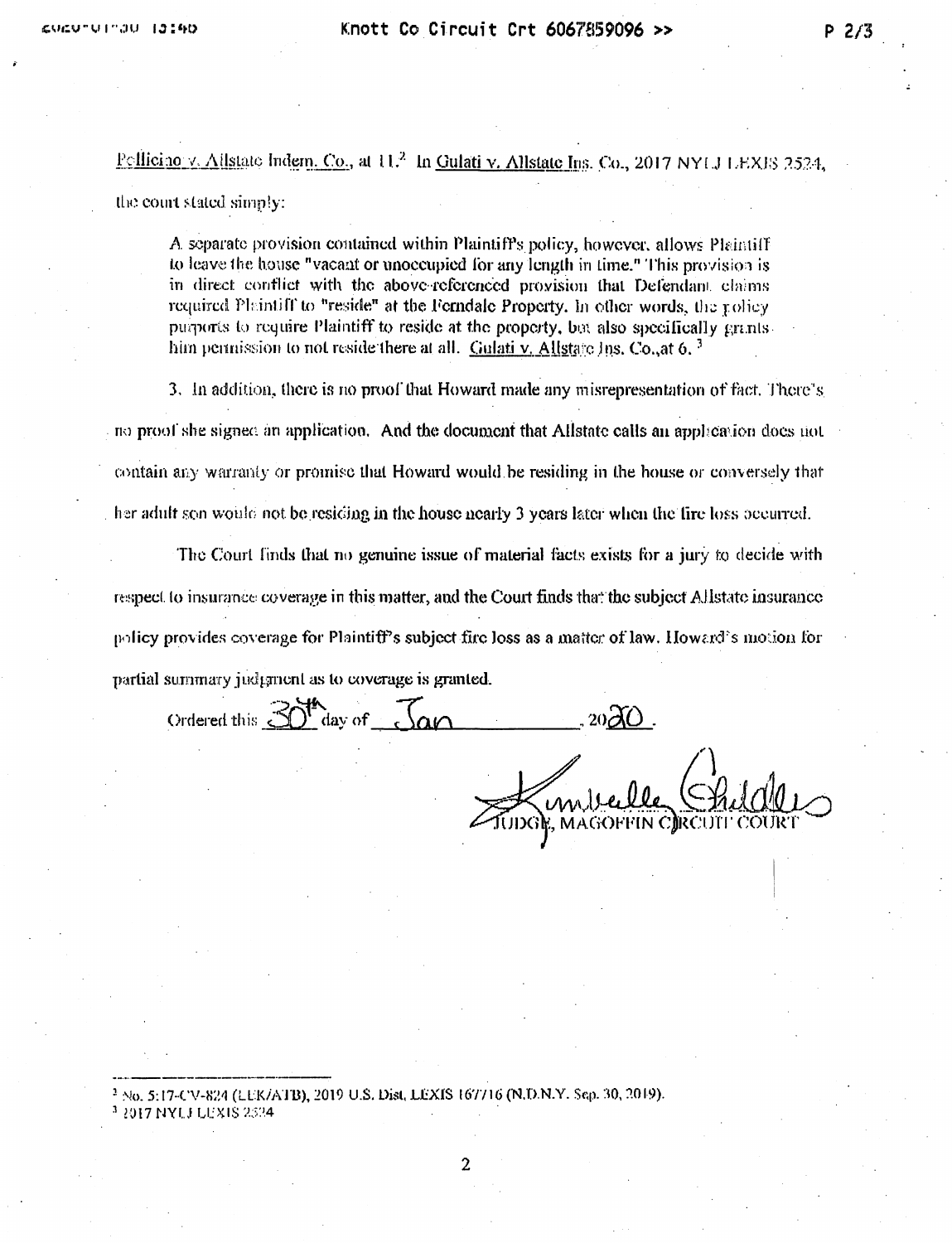Pelliciano v. Allstate Indem. Co., at 11.[2] In Gulati v. Allstate Ins. Co., 2017 NYLJ LEXIS 2524, the court stated simply:

> A separate provision contained within Plaintiff's policy, however, allows Plaintiff to leave the house "vacant or unoccupied for any length in time." This provision is in direct conflict with the above-referenced provision that Defendant claims required Plaintiff to "reside" at the Ferndale Property. In other words, the policy purports to require Plaintiff to reside at the property, but also specifically grants him permission to not reside there at all. Gulati v. Allstate Ins. Co., at 6.[3]

3. In addition, there is no proof that Howard made any misrepresentation of fact. There's no proof she signed an application. And the document that Allstate calls an application does not contain any warranty or promise that Howard would be residing in the house or conversely that her adult son would not be residing in the house nearly 3 years later when the fire loss occurred.

The Court finds that no genuine issue of material facts exists for a jury to decide with respect to insurance coverage in this matter, and the Court finds that the subject Allstate insurance policy provides coverage for Plaintiff's subject fire loss as a matter of law. Howard's motion for partial summary judgment as to coverage is granted.

Ordered this 30th day of Jan, 2020.

Kimberly Childers
JUDGE, MAGOFFIN CIRCUIT COURT

---

[2] No. 5:17-CV-824 (LEK/ATB), 2019 U.S. Dist. LEXIS 167716 (N.D.N.Y. Sep. 30, 2019).

[3] 2017 NYLJ LEXIS 2524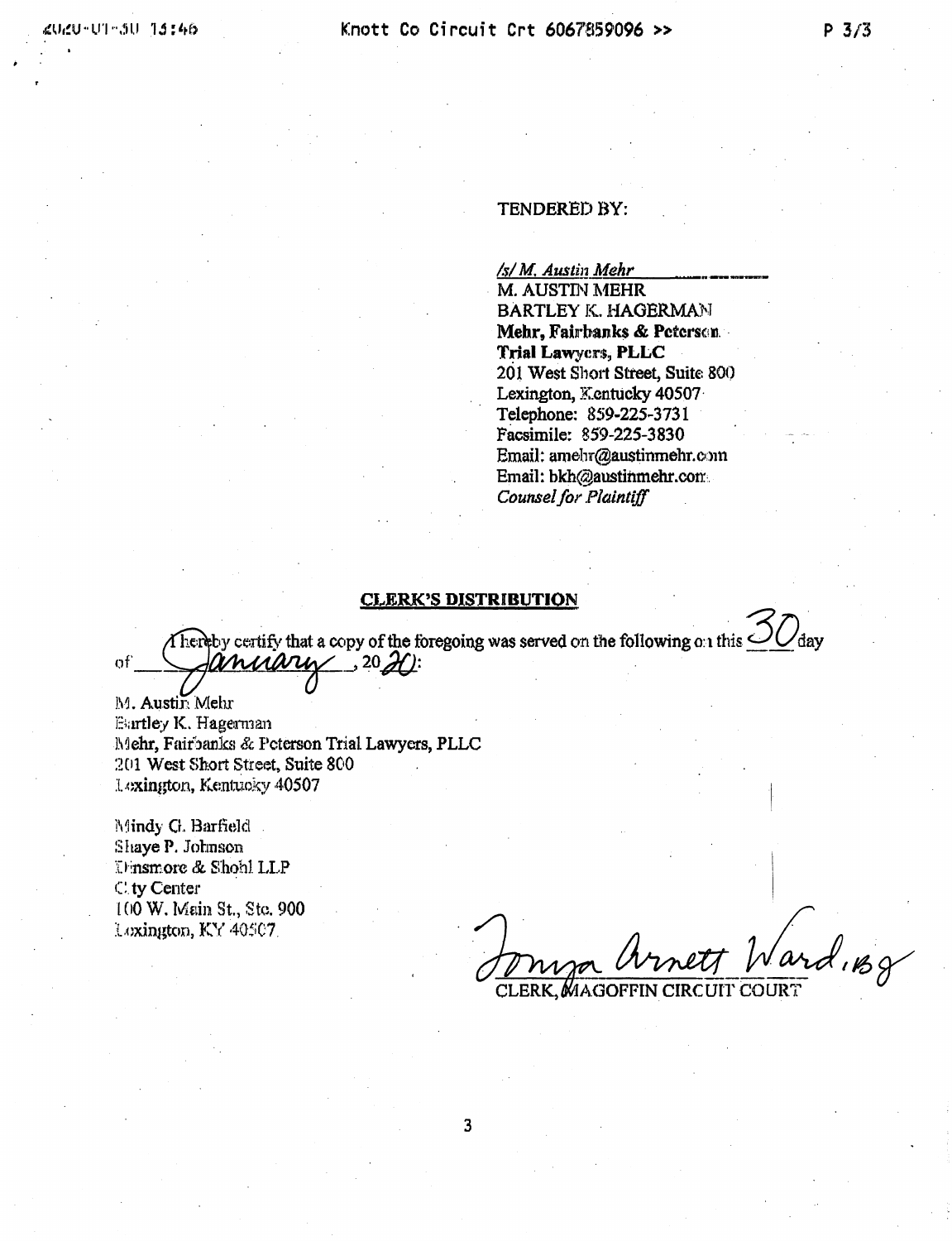TENDERED BY:

*/s/ M. Austin Mehr*
M. AUSTIN MEHR
BARTLEY K. HAGERMAN
**Mehr, Fairbanks & Peterson**
**Trial Lawyers, PLLC**
201 West Short Street, Suite 800
Lexington, Kentucky 40507
Telephone: 859-225-3731
Facsimile: 859-225-3830
Email: amehr@austinmehr.com
Email: bkh@austinmehr.com
*Counsel for Plaintiff*

## CLERK'S DISTRIBUTION

I hereby certify that a copy of the foregoing was served on the following on this 30 day of January, 2020:

M. Austin Mehr
Bartley K. Hagerman
Mehr, Fairbanks & Peterson Trial Lawyers, PLLC
201 West Short Street, Suite 800
Lexington, Kentucky 40507

Mindy G. Barfield
Shaye P. Johnson
Dinsmore & Shohl LLP
City Center
100 W. Main St., Ste. 900
Lexington, KY 40507

Tonya Arnett Ward, BG
CLERK, MAGOFFIN CIRCUIT COURT